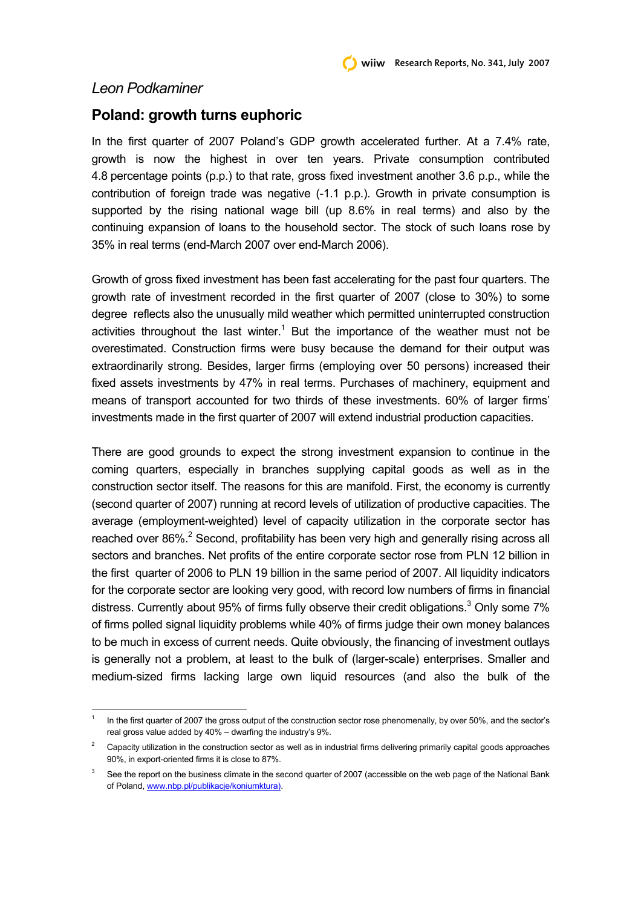*Leon Podkaminer*

# Poland: growth turns euphoric

In the first quarter of 2007 Poland's GDP growth accelerated further. At a 7.4% rate, growth is now the highest in over ten years. Private consumption contributed 4.8 percentage points (p.p.) to that rate, gross fixed investment another 3.6 p.p., while the contribution of foreign trade was negative (-1.1 p.p.). Growth in private consumption is supported by the rising national wage bill (up 8.6% in real terms) and also by the continuing expansion of loans to the household sector. The stock of such loans rose by 35% in real terms (end-March 2007 over end-March 2006).

Growth of gross fixed investment has been fast accelerating for the past four quarters. The growth rate of investment recorded in the first quarter of 2007 (close to 30%) to some degree reflects also the unusually mild weather which permitted uninterrupted construction activities throughout the last winter.[1] But the importance of the weather must not be overestimated. Construction firms were busy because the demand for their output was extraordinarily strong. Besides, larger firms (employing over 50 persons) increased their fixed assets investments by 47% in real terms. Purchases of machinery, equipment and means of transport accounted for two thirds of these investments. 60% of larger firms' investments made in the first quarter of 2007 will extend industrial production capacities.

There are good grounds to expect the strong investment expansion to continue in the coming quarters, especially in branches supplying capital goods as well as in the construction sector itself. The reasons for this are manifold. First, the economy is currently (second quarter of 2007) running at record levels of utilization of productive capacities. The average (employment-weighted) level of capacity utilization in the corporate sector has reached over 86%.[2] Second, profitability has been very high and generally rising across all sectors and branches. Net profits of the entire corporate sector rose from PLN 12 billion in the first quarter of 2006 to PLN 19 billion in the same period of 2007. All liquidity indicators for the corporate sector are looking very good, with record low numbers of firms in financial distress. Currently about 95% of firms fully observe their credit obligations.[3] Only some 7% of firms polled signal liquidity problems while 40% of firms judge their own money balances to be much in excess of current needs. Quite obviously, the financing of investment outlays is generally not a problem, at least to the bulk of (larger-scale) enterprises. Smaller and medium-sized firms lacking large own liquid resources (and also the bulk of the

---

[1] In the first quarter of 2007 the gross output of the construction sector rose phenomenally, by over 50%, and the sector's real gross value added by 40% – dwarfing the industry's 9%.

[2] Capacity utilization in the construction sector as well as in industrial firms delivering primarily capital goods approaches 90%, in export-oriented firms it is close to 87%.

[3] See the report on the business climate in the second quarter of 2007 (accessible on the web page of the National Bank of Poland, www.nbp.pl/publikacje/koniumktura).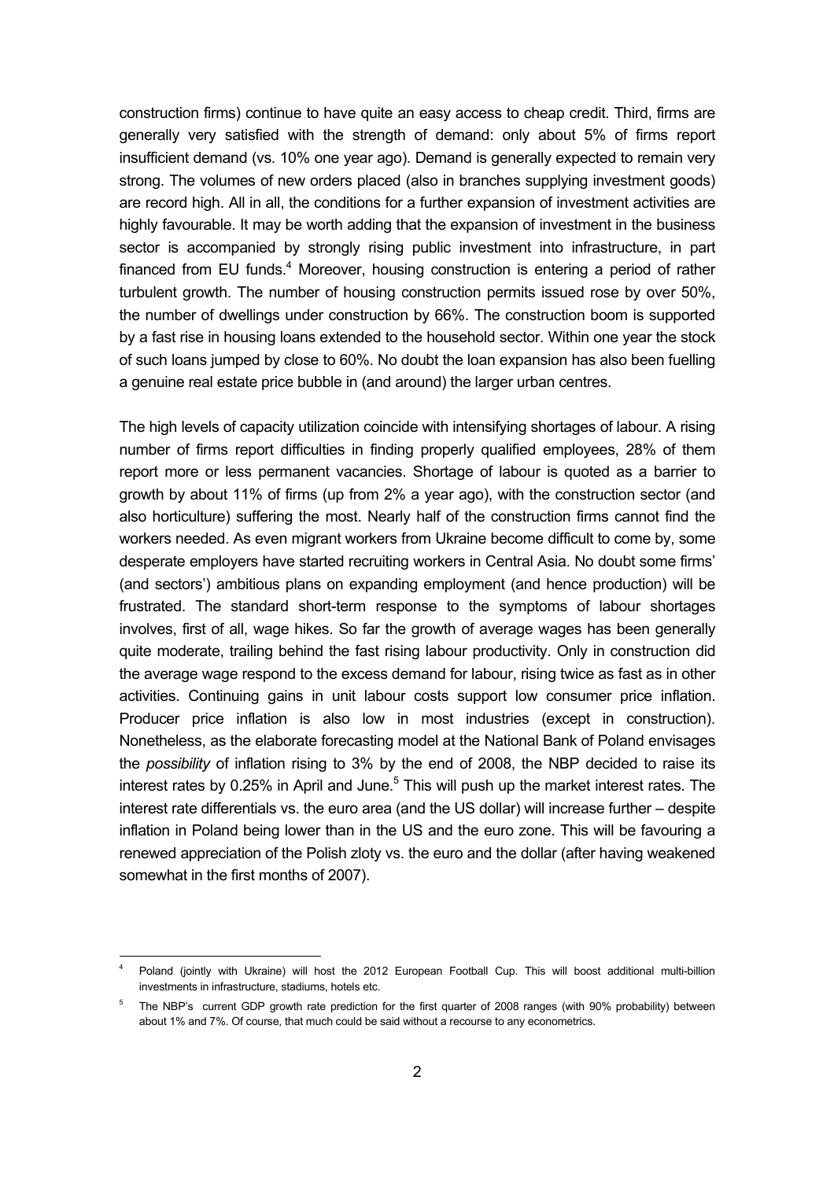construction firms) continue to have quite an easy access to cheap credit. Third, firms are generally very satisfied with the strength of demand: only about 5% of firms report insufficient demand (vs. 10% one year ago). Demand is generally expected to remain very strong. The volumes of new orders placed (also in branches supplying investment goods) are record high. All in all, the conditions for a further expansion of investment activities are highly favourable. It may be worth adding that the expansion of investment in the business sector is accompanied by strongly rising public investment into infrastructure, in part financed from EU funds.[4] Moreover, housing construction is entering a period of rather turbulent growth. The number of housing construction permits issued rose by over 50%, the number of dwellings under construction by 66%. The construction boom is supported by a fast rise in housing loans extended to the household sector. Within one year the stock of such loans jumped by close to 60%. No doubt the loan expansion has also been fuelling a genuine real estate price bubble in (and around) the larger urban centres.

The high levels of capacity utilization coincide with intensifying shortages of labour. A rising number of firms report difficulties in finding properly qualified employees, 28% of them report more or less permanent vacancies. Shortage of labour is quoted as a barrier to growth by about 11% of firms (up from 2% a year ago), with the construction sector (and also horticulture) suffering the most. Nearly half of the construction firms cannot find the workers needed. As even migrant workers from Ukraine become difficult to come by, some desperate employers have started recruiting workers in Central Asia. No doubt some firms' (and sectors') ambitious plans on expanding employment (and hence production) will be frustrated. The standard short-term response to the symptoms of labour shortages involves, first of all, wage hikes. So far the growth of average wages has been generally quite moderate, trailing behind the fast rising labour productivity. Only in construction did the average wage respond to the excess demand for labour, rising twice as fast as in other activities. Continuing gains in unit labour costs support low consumer price inflation. Producer price inflation is also low in most industries (except in construction). Nonetheless, as the elaborate forecasting model at the National Bank of Poland envisages the *possibility* of inflation rising to 3% by the end of 2008, the NBP decided to raise its interest rates by 0.25% in April and June.[5] This will push up the market interest rates. The interest rate differentials vs. the euro area (and the US dollar) will increase further – despite inflation in Poland being lower than in the US and the euro zone. This will be favouring a renewed appreciation of the Polish zloty vs. the euro and the dollar (after having weakened somewhat in the first months of 2007).

---

[4] Poland (jointly with Ukraine) will host the 2012 European Football Cup. This will boost additional multi-billion investments in infrastructure, stadiums, hotels etc.

[5] The NBP's current GDP growth rate prediction for the first quarter of 2008 ranges (with 90% probability) between about 1% and 7%. Of course, that much could be said without a recourse to any econometrics.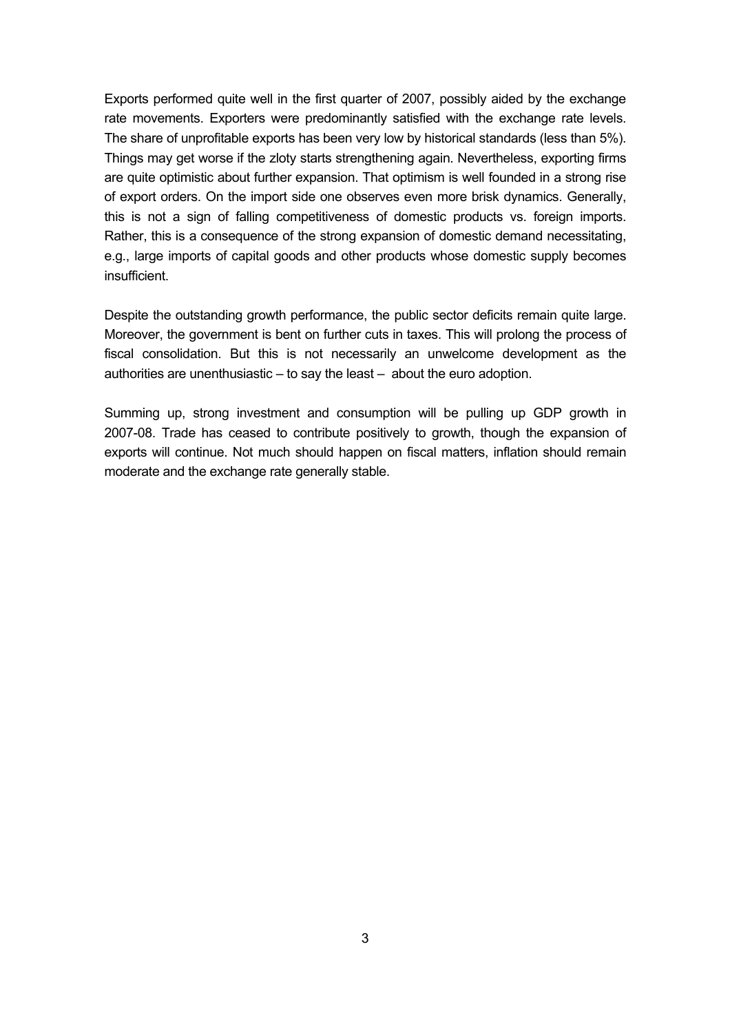Exports performed quite well in the first quarter of 2007, possibly aided by the exchange rate movements. Exporters were predominantly satisfied with the exchange rate levels. The share of unprofitable exports has been very low by historical standards (less than 5%). Things may get worse if the zloty starts strengthening again. Nevertheless, exporting firms are quite optimistic about further expansion. That optimism is well founded in a strong rise of export orders. On the import side one observes even more brisk dynamics. Generally, this is not a sign of falling competitiveness of domestic products vs. foreign imports. Rather, this is a consequence of the strong expansion of domestic demand necessitating, e.g., large imports of capital goods and other products whose domestic supply becomes insufficient.

Despite the outstanding growth performance, the public sector deficits remain quite large. Moreover, the government is bent on further cuts in taxes. This will prolong the process of fiscal consolidation. But this is not necessarily an unwelcome development as the authorities are unenthusiastic – to say the least – about the euro adoption.

Summing up, strong investment and consumption will be pulling up GDP growth in 2007-08. Trade has ceased to contribute positively to growth, though the expansion of exports will continue. Not much should happen on fiscal matters, inflation should remain moderate and the exchange rate generally stable.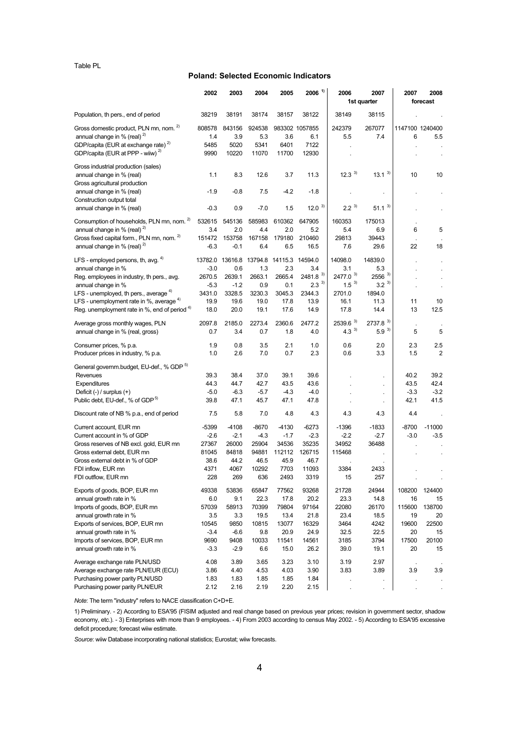Table PL

## Poland: Selected Economic Indicators

| | 2002 | 2003 | 2004 | 2005 | 2006 [1] | 2006 | 2007 | 2007 | 2008 |
|---|---|---|---|---|---|---|---|---|---|
| | | | | | | 1st quarter | | forecast | |
| Population, th pers., end of period | 38219 | 38191 | 38174 | 38157 | 38122 | 38149 | 38115 | . | . |
| Gross domestic product, PLN mn, nom. [2] | 808578 | 843156 | 924538 | 983302 | 1057855 | 242379 | 267077 | 1147100 | 1240400 |
| annual change in % (real) [2] | 1.4 | 3.9 | 5.3 | 3.6 | 6.1 | 5.5 | 7.4 | 6 | 5.5 |
| GDP/capita (EUR at exchange rate) [2] | 5485 | 5020 | 5341 | 6401 | 7122 | . | | . | . |
| GDP/capita (EUR at PPP - wiiw) [2] | 9990 | 10220 | 11070 | 11700 | 12930 | . | | . | . |
| Gross industrial production (sales) | | | | | | | | | |
| annual change in % (real) | 1.1 | 8.3 | 12.6 | 3.7 | 11.3 | 12.3 [3] | 13.1 [3] | 10 | 10 |
| Gross agricultural production | | | | | | | | | |
| annual change in % (real) | -1.9 | -0.8 | 7.5 | -4.2 | -1.8 | . | . | . | . |
| Construction output total | | | | | | | | | |
| annual change in % (real) | -0.3 | 0.9 | -7.0 | 1.5 | 12.0 [3] | 2.2 [3] | 51.1 [3] | . | . |
| Consumption of households, PLN mn, nom. [2] | 532615 | 545136 | 585983 | 610362 | 647905 | 160353 | 175013 | . | |
| annual change in % (real) [2] | 3.4 | 2.0 | 4.4 | 2.0 | 5.2 | 5.4 | 6.9 | 6 | 5 |
| Gross fixed capital form., PLN mn, nom. [2] | 151472 | 153758 | 167158 | 179180 | 210460 | 29813 | 39443 | . | . |
| annual change in % (real) [2] | -6.3 | -0.1 | 6.4 | 6.5 | 16.5 | 7.6 | 29.6 | 22 | 18 |
| LFS - employed persons, th, avg. [4] | 13782.0 | 13616.8 | 13794.8 | 14115.3 | 14594.0 | 14098.0 | 14839.0 | . | . |
| annual change in % | -3.0 | 0.6 | 1.3 | 2.3 | 3.4 | 3.1 | 5.3 | . | . |
| Reg. employees in industry, th pers., avg. | 2670.5 | 2639.1 | 2663.1 | 2665.4 | 2481.8 [3] | 2477.0 [3] | 2556 [3] | . | . |
| annual change in % | -5.3 | -1.2 | 0.9 | 0.1 | 2.3 [3] | 1.5 [3] | 3.2 [3] | . | . |
| LFS - unemployed, th pers., average [4] | 3431.0 | 3328.5 | 3230.3 | 3045.3 | 2344.3 | 2701.0 | 1894.0 | | |
| LFS - unemployment rate in %, average [4] | 19.9 | 19.6 | 19.0 | 17.8 | 13.9 | 16.1 | 11.3 | 11 | 10 |
| Reg. unemployment rate in %, end of period [4] | 18.0 | 20.0 | 19.1 | 17.6 | 14.9 | 17.8 | 14.4 | 13 | 12.5 |
| Average gross monthly wages, PLN | 2097.8 | 2185.0 | 2273.4 | 2360.6 | 2477.2 | 2539.6 [3] | 2737.8 [3] | . | . |
| annual change in % (real, gross) | 0.7 | 3.4 | 0.7 | 1.8 | 4.0 | 4.3 [3] | 5.9 [3] | 5 | 5 |
| Consumer prices, % p.a. | 1.9 | 0.8 | 3.5 | 2.1 | 1.0 | 0.6 | 2.0 | 2.3 | 2.5 |
| Producer prices in industry, % p.a. | 1.0 | 2.6 | 7.0 | 0.7 | 2.3 | 0.6 | 3.3 | 1.5 | 2 |
| General governm.budget, EU-def., % GDP [5] | | | | | | | | | |
| Revenues | 39.3 | 38.4 | 37.0 | 39.1 | 39.6 | . | . | 40.2 | 39.2 |
| Expenditures | 44.3 | 44.7 | 42.7 | 43.5 | 43.6 | . | . | 43.5 | 42.4 |
| Deficit (-) / surplus (+) | -5.0 | -6.3 | -5.7 | -4.3 | -4.0 | . | . | -3.3 | -3.2 |
| Public debt, EU-def., % of GDP [5] | 39.8 | 47.1 | 45.7 | 47.1 | 47.8 | . | . | 42.1 | 41.5 |
| Discount rate of NB % p.a., end of period | 7.5 | 5.8 | 7.0 | 4.8 | 4.3 | 4.3 | 4.3 | 4.4 | . |
| Current account, EUR mn | -5399 | -4108 | -8670 | -4130 | -6273 | -1396 | -1833 | -8700 | -11000 |
| Current account in % of GDP | -2.6 | -2.1 | -4.3 | -1.7 | -2.3 | -2.2 | -2.7 | -3.0 | -3.5 |
| Gross reserves of NB excl. gold, EUR mn | 27367 | 26000 | 25904 | 34536 | 35235 | 34952 | 36488 | . | . |
| Gross external debt, EUR mn | 81045 | 84818 | 94881 | 112112 | 126715 | 115468 | . | . | . |
| Gross external debt in % of GDP | 38.6 | 44.2 | 46.5 | 45.9 | 46.7 | . | . | | |
| FDI inflow, EUR mn | 4371 | 4067 | 10292 | 7703 | 11093 | 3384 | 2433 | . | . |
| FDI outflow, EUR mn | 228 | 269 | 636 | 2493 | 3319 | 15 | 257 | . | . |
| Exports of goods, BOP, EUR mn | 49338 | 53836 | 65847 | 77562 | 93268 | 21728 | 24944 | 108200 | 124400 |
| annual growth rate in % | 6.0 | 9.1 | 22.3 | 17.8 | 20.2 | 23.3 | 14.8 | 16 | 15 |
| Imports of goods, BOP, EUR mn | 57039 | 58913 | 70399 | 79804 | 97164 | 22080 | 26170 | 115600 | 138700 |
| annual growth rate in % | 3.5 | 3.3 | 19.5 | 13.4 | 21.8 | 23.4 | 18.5 | 19 | 20 |
| Exports of services, BOP, EUR mn | 10545 | 9850 | 10815 | 13077 | 16329 | 3464 | 4242 | 19600 | 22500 |
| annual growth rate in % | -3.4 | -6.6 | 9.8 | 20.9 | 24.9 | 32.5 | 22.5 | 20 | 15 |
| Imports of services, BOP, EUR mn | 9690 | 9408 | 10033 | 11541 | 14561 | 3185 | 3794 | 17500 | 20100 |
| annual growth rate in % | -3.3 | -2.9 | 6.6 | 15.0 | 26.2 | 39.0 | 19.1 | 20 | 15 |
| Average exchange rate PLN/USD | 4.08 | 3.89 | 3.65 | 3.23 | 3.10 | 3.19 | 2.97 | . | . |
| Average exchange rate PLN/EUR (ECU) | 3.86 | 4.40 | 4.53 | 4.03 | 3.90 | 3.83 | 3.89 | 3.9 | 3.9 |
| Purchasing power parity PLN/USD | 1.83 | 1.83 | 1.85 | 1.85 | 1.84 | . | . | . | . |
| Purchasing power parity PLN/EUR | 2.12 | 2.16 | 2.19 | 2.20 | 2.15 | . | . | . | . |

*Note*: The term "industry" refers to NACE classification C+D+E.

1) Preliminary. - 2) According to ESA'95 (FISIM adjusted and real change based on previous year prices; revision in government sector, shadow economy, etc.). - 3) Enterprises with more than 9 employees. - 4) From 2003 according to census May 2002. - 5) According to ESA'95 excessive deficit procedure; forecast wiiw estimate.

*Source*: wiiw Database incorporating national statistics; Eurostat; wiiw forecasts.